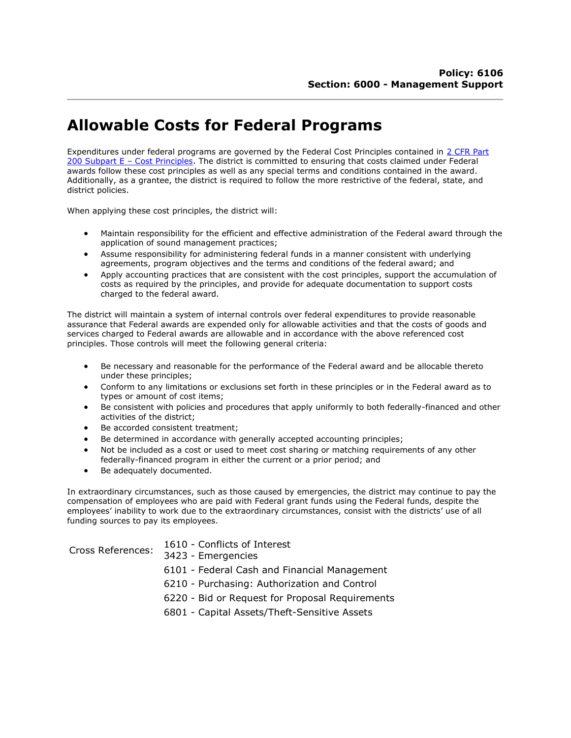**Policy: 6106**
**Section: 6000 - Management Support**

# Allowable Costs for Federal Programs

Expenditures under federal programs are governed by the Federal Cost Principles contained in [2 CFR Part 200 Subpart E – Cost Principles](). The district is committed to ensuring that costs claimed under Federal awards follow these cost principles as well as any special terms and conditions contained in the award. Additionally, as a grantee, the district is required to follow the more restrictive of the federal, state, and district policies.

When applying these cost principles, the district will:

- Maintain responsibility for the efficient and effective administration of the Federal award through the application of sound management practices;
- Assume responsibility for administering federal funds in a manner consistent with underlying agreements, program objectives and the terms and conditions of the federal award; and
- Apply accounting practices that are consistent with the cost principles, support the accumulation of costs as required by the principles, and provide for adequate documentation to support costs charged to the federal award.

The district will maintain a system of internal controls over federal expenditures to provide reasonable assurance that Federal awards are expended only for allowable activities and that the costs of goods and services charged to Federal awards are allowable and in accordance with the above referenced cost principles. Those controls will meet the following general criteria:

- Be necessary and reasonable for the performance of the Federal award and be allocable thereto under these principles;
- Conform to any limitations or exclusions set forth in these principles or in the Federal award as to types or amount of cost items;
- Be consistent with policies and procedures that apply uniformly to both federally-financed and other activities of the district;
- Be accorded consistent treatment;
- Be determined in accordance with generally accepted accounting principles;
- Not be included as a cost or used to meet cost sharing or matching requirements of any other federally-financed program in either the current or a prior period; and
- Be adequately documented.

In extraordinary circumstances, such as those caused by emergencies, the district may continue to pay the compensation of employees who are paid with Federal grant funds using the Federal funds, despite the employees' inability to work due to the extraordinary circumstances, consist with the districts' use of all funding sources to pay its employees.

Cross References:
1610 - Conflicts of Interest
3423 - Emergencies
6101 - Federal Cash and Financial Management
6210 - Purchasing: Authorization and Control
6220 - Bid or Request for Proposal Requirements
6801 - Capital Assets/Theft-Sensitive Assets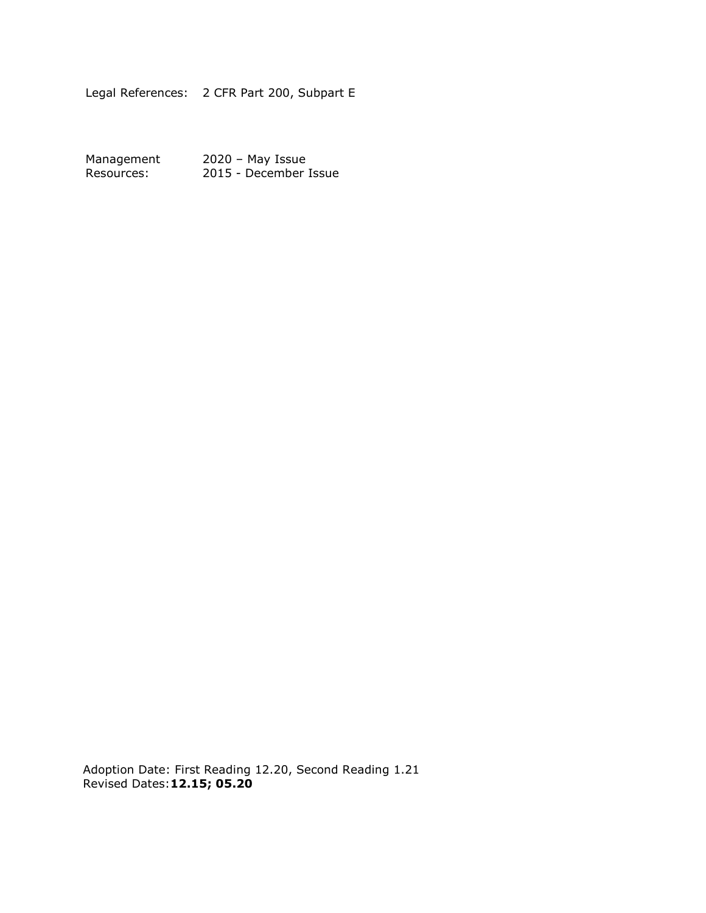Legal References: 2 CFR Part 200, Subpart E

Management Resources: 2020 – May Issue
2015 - December Issue

Adoption Date: First Reading 12.20, Second Reading 1.21
Revised Dates: **12.15; 05.20**